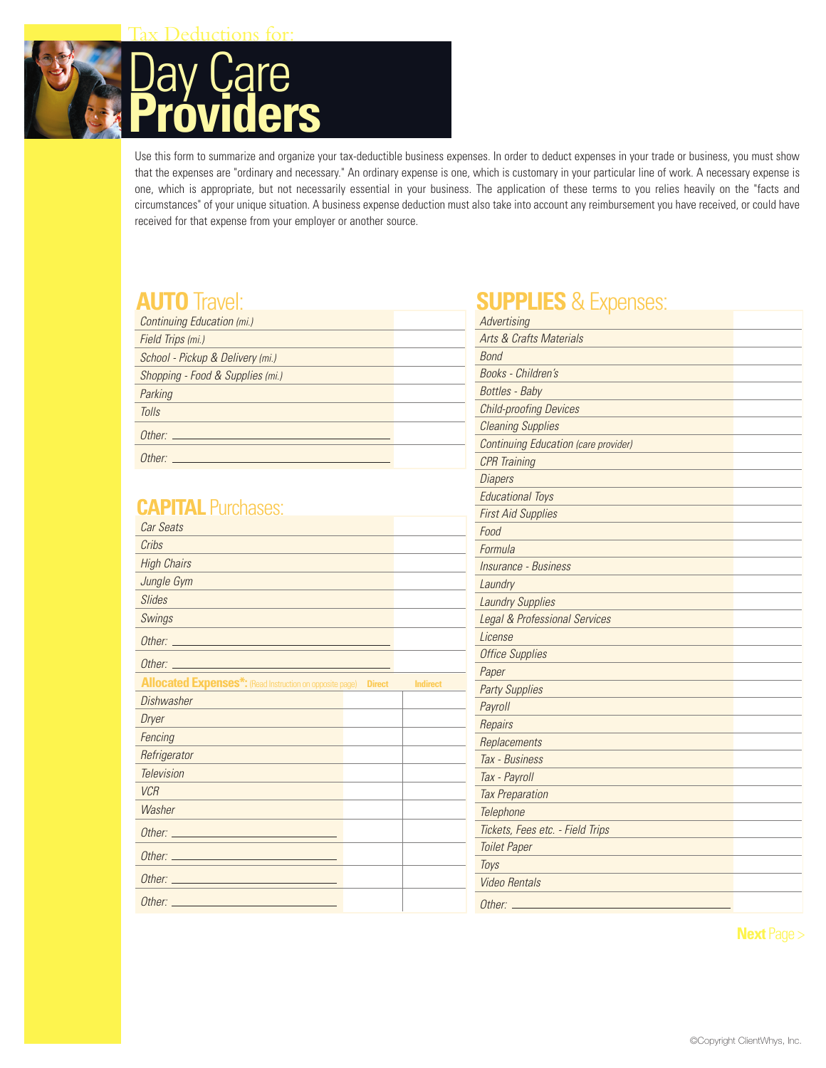# Tax Deductions for: Day Care Providers

Use this form to summarize and organize your tax-deductible business expenses. In order to deduct expenses in your trade or business, you must show that the expenses are "ordinary and necessary." An ordinary expense is one, which is customary in your particular line of work. A necessary expense is one, which is appropriate, but not necessarily essential in your business. The application of these terms to you relies heavily on the "facts and circumstances" of your unique situation. A business expense deduction must also take into account any reimbursement you have received, or could have received for that expense from your employer or another source.

## AUTO Travel:

| | |
|---|---|
| Continuing Education (mi.) | |
| Field Trips (mi.) | |
| School - Pickup & Delivery (mi.) | |
| Shopping - Food & Supplies (mi.) | |
| Parking | |
| Tolls | |
| Other: ______ | |
| Other: ______ | |

## CAPITAL Purchases:

| | |
|---|---|
| Car Seats | |
| Cribs | |
| High Chairs | |
| Jungle Gym | |
| Slides | |
| Swings | |
| Other: ______ | |
| Other: ______ | |

| Allocated Expenses*: (Read Instruction on opposite page) | Direct | Indirect |
|---|---|---|
| Dishwasher | | |
| Dryer | | |
| Fencing | | |
| Refrigerator | | |
| Television | | |
| VCR | | |
| Washer | | |
| Other: ______ | | |
| Other: ______ | | |
| Other: ______ | | |
| Other: ______ | | |

## SUPPLIES & Expenses:

| | |
|---|---|
| Advertising | |
| Arts & Crafts Materials | |
| Bond | |
| Books - Children's | |
| Bottles - Baby | |
| Child-proofing Devices | |
| Cleaning Supplies | |
| Continuing Education (care provider) | |
| CPR Training | |
| Diapers | |
| Educational Toys | |
| First Aid Supplies | |
| Food | |
| Formula | |
| Insurance - Business | |
| Laundry | |
| Laundry Supplies | |
| Legal & Professional Services | |
| License | |
| Office Supplies | |
| Paper | |
| Party Supplies | |
| Payroll | |
| Repairs | |
| Replacements | |
| Tax - Business | |
| Tax - Payroll | |
| Tax Preparation | |
| Telephone | |
| Tickets, Fees etc. - Field Trips | |
| Toilet Paper | |
| Toys | |
| Video Rentals | |
| Other: ______ | |

Next Page >

©Copyright ClientWhys, Inc.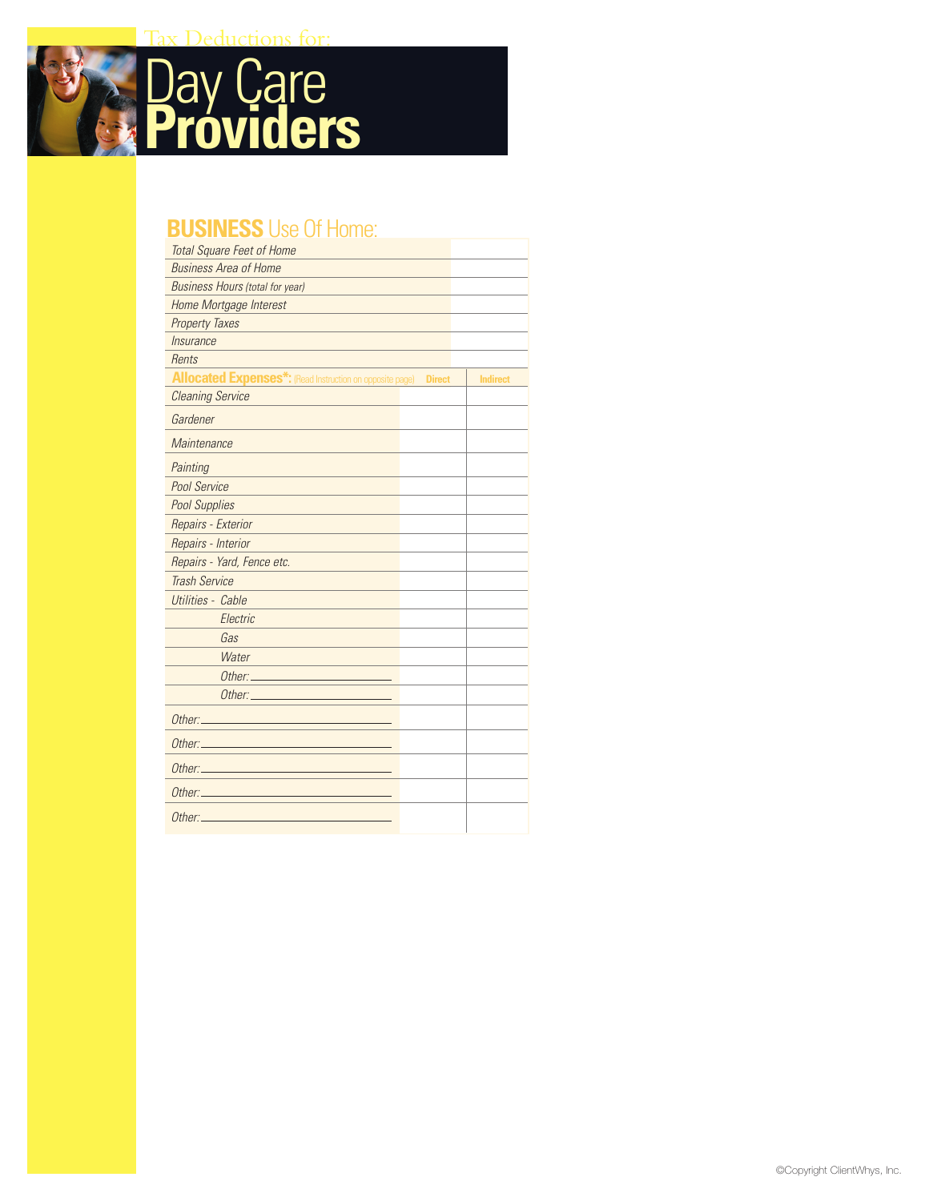Tax Deductions for:

# Day Care Providers

## BUSINESS Use Of Home:

| | |
|---|---|
| *Total Square Feet of Home* | |
| *Business Area of Home* | |
| *Business Hours (total for year)* | |
| *Home Mortgage Interest* | |
| *Property Taxes* | |
| *Insurance* | |
| *Rents* | |

| **Allocated Expenses*:** (Read Instruction on opposite page) | **Direct** | **Indirect** |
|---|---|---|
| *Cleaning Service* | | |
| *Gardener* | | |
| *Maintenance* | | |
| *Painting* | | |
| *Pool Service* | | |
| *Pool Supplies* | | |
| *Repairs - Exterior* | | |
| *Repairs - Interior* | | |
| *Repairs - Yard, Fence etc.* | | |
| *Trash Service* | | |
| *Utilities - Cable* | | |
| *Electric* | | |
| *Gas* | | |
| *Water* | | |
| *Other:* ______________ | | |
| *Other:* ______________ | | |
| *Other:* ______________ | | |
| *Other:* ______________ | | |
| *Other:* ______________ | | |
| *Other:* ______________ | | |
| *Other:* ______________ | | |

©Copyright ClientWhys, Inc.